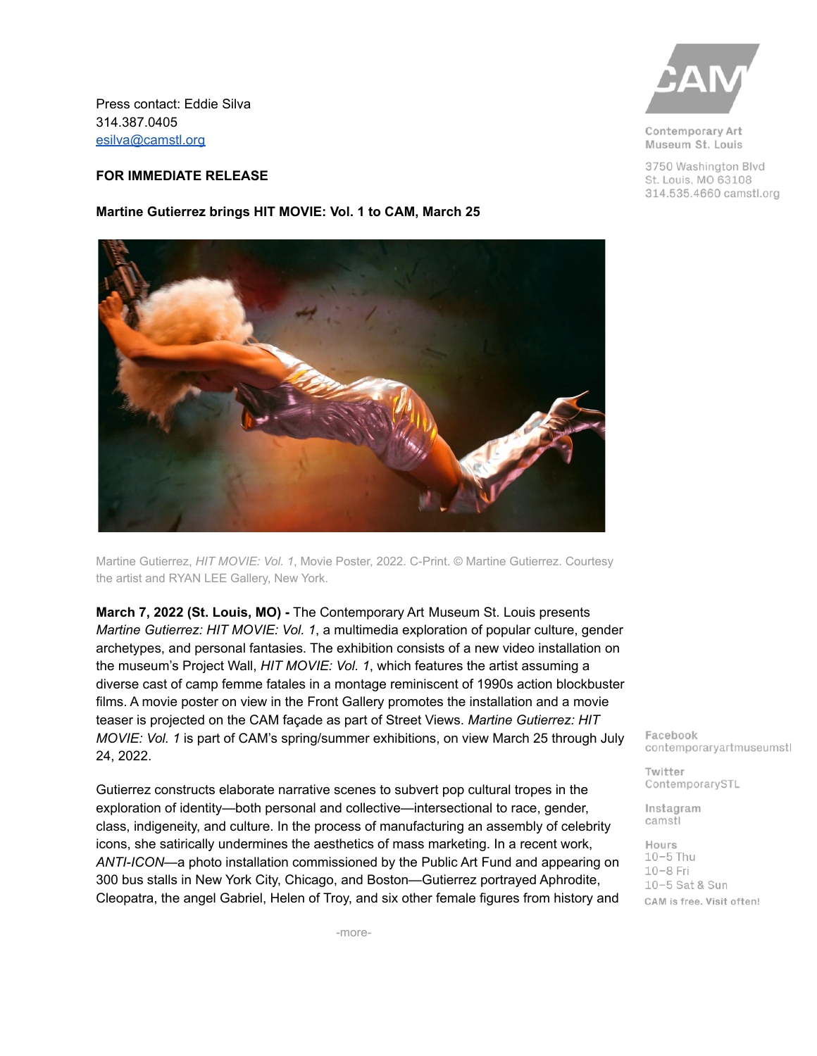Press contact: Eddie Silva
314.387.0405
esilva@camstl.org

Contemporary Art Museum St. Louis
3750 Washington Blvd
St. Louis, MO 63108
314.535.4660 camstl.org

**FOR IMMEDIATE RELEASE**

**Martine Gutierrez brings HIT MOVIE: Vol. 1 to CAM, March 25**

Martine Gutierrez, *HIT MOVIE: Vol. 1*, Movie Poster, 2022. C-Print. © Martine Gutierrez. Courtesy the artist and RYAN LEE Gallery, New York.

**March 7, 2022 (St. Louis, MO) -** The Contemporary Art Museum St. Louis presents *Martine Gutierrez: HIT MOVIE: Vol. 1*, a multimedia exploration of popular culture, gender archetypes, and personal fantasies. The exhibition consists of a new video installation on the museum's Project Wall, *HIT MOVIE: Vol. 1*, which features the artist assuming a diverse cast of camp femme fatales in a montage reminiscent of 1990s action blockbuster films. A movie poster on view in the Front Gallery promotes the installation and a movie teaser is projected on the CAM façade as part of Street Views. *Martine Gutierrez: HIT MOVIE: Vol. 1* is part of CAM's spring/summer exhibitions, on view March 25 through July 24, 2022.

Gutierrez constructs elaborate narrative scenes to subvert pop cultural tropes in the exploration of identity—both personal and collective—intersectional to race, gender, class, indigeneity, and culture. In the process of manufacturing an assembly of celebrity icons, she satirically undermines the aesthetics of mass marketing. In a recent work, *ANTI-ICON*—a photo installation commissioned by the Public Art Fund and appearing on 300 bus stalls in New York City, Chicago, and Boston—Gutierrez portrayed Aphrodite, Cleopatra, the angel Gabriel, Helen of Troy, and six other female figures from history and

Facebook
contemporaryartmuseumstl

Twitter
ContemporarySTL

Instagram
camstl

Hours
10–5 Thu
10–8 Fri
10–5 Sat & Sun
CAM is free. Visit often!

-more-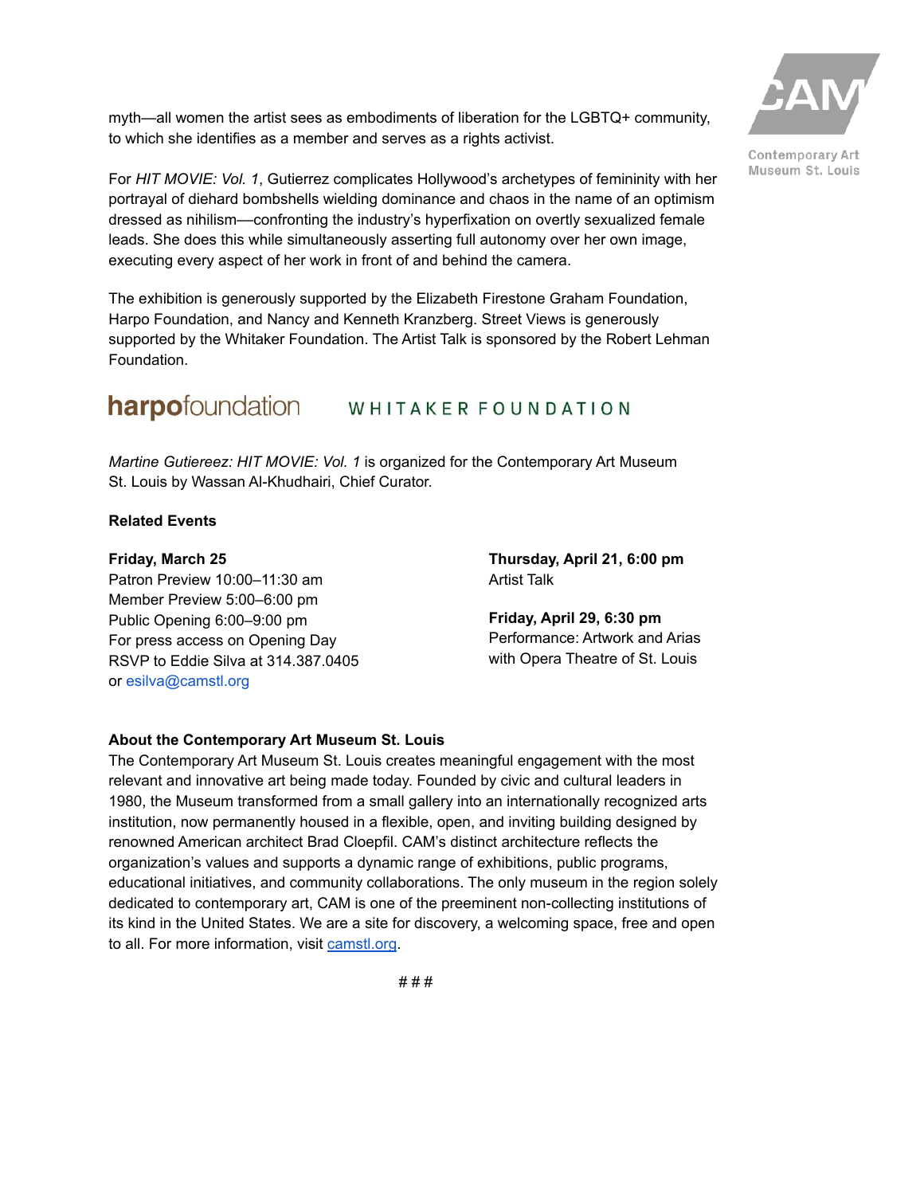myth—all women the artist sees as embodiments of liberation for the LGBTQ+ community, to which she identifies as a member and serves as a rights activist.

For *HIT MOVIE: Vol. 1*, Gutierrez complicates Hollywood's archetypes of femininity with her portrayal of diehard bombshells wielding dominance and chaos in the name of an optimism dressed as nihilism—confronting the industry's hyperfixation on overtly sexualized female leads. She does this while simultaneously asserting full autonomy over her own image, executing every aspect of her work in front of and behind the camera.

The exhibition is generously supported by the Elizabeth Firestone Graham Foundation, Harpo Foundation, and Nancy and Kenneth Kranzberg. Street Views is generously supported by the Whitaker Foundation. The Artist Talk is sponsored by the Robert Lehman Foundation.

harpofoundation WHITAKER FOUNDATION

*Martine Gutiereez: HIT MOVIE: Vol. 1* is organized for the Contemporary Art Museum St. Louis by Wassan Al-Khudhairi, Chief Curator.

**Related Events**

**Friday, March 25**
Patron Preview 10:00–11:30 am
Member Preview 5:00–6:00 pm
Public Opening 6:00–9:00 pm
For press access on Opening Day
RSVP to Eddie Silva at 314.387.0405
or esilva@camstl.org

**Thursday, April 21, 6:00 pm**
Artist Talk

**Friday, April 29, 6:30 pm**
Performance: Artwork and Arias
with Opera Theatre of St. Louis

**About the Contemporary Art Museum St. Louis**
The Contemporary Art Museum St. Louis creates meaningful engagement with the most relevant and innovative art being made today. Founded by civic and cultural leaders in 1980, the Museum transformed from a small gallery into an internationally recognized arts institution, now permanently housed in a flexible, open, and inviting building designed by renowned American architect Brad Cloepfil. CAM's distinct architecture reflects the organization's values and supports a dynamic range of exhibitions, public programs, educational initiatives, and community collaborations. The only museum in the region solely dedicated to contemporary art, CAM is one of the preeminent non-collecting institutions of its kind in the United States. We are a site for discovery, a welcoming space, free and open to all. For more information, visit camstl.org.

# # #